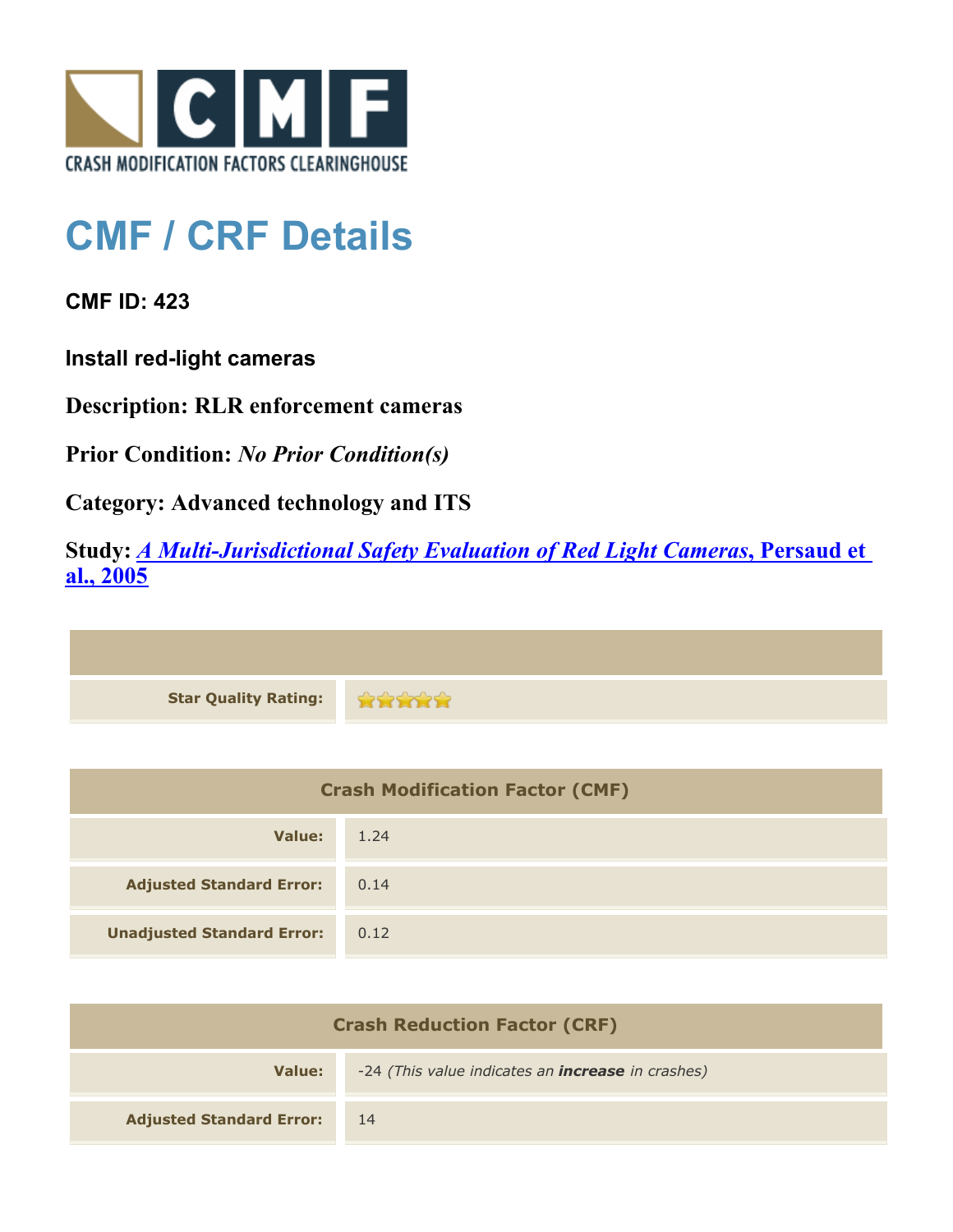CRASH MODIFICATION FACTORS CLEARINGHOUSE

# CMF / CRF Details

**CMF ID: 423**

**Install red-light cameras**

**Description: RLR enforcement cameras**

**Prior Condition:** ***No Prior Condition(s)***

**Category: Advanced technology and ITS**

**Study: *A Multi-Jurisdictional Safety Evaluation of Red Light Cameras*, Persaud et al., 2005**

| | |
|---|---|
| **Star Quality Rating:** | ★★★★★ |

| Crash Modification Factor (CMF) | |
|---|---|
| **Value:** | 1.24 |
| **Adjusted Standard Error:** | 0.14 |
| **Unadjusted Standard Error:** | 0.12 |

| Crash Reduction Factor (CRF) | |
|---|---|
| **Value:** | -24 *(This value indicates an* ***increase*** *in crashes)* |
| **Adjusted Standard Error:** | 14 |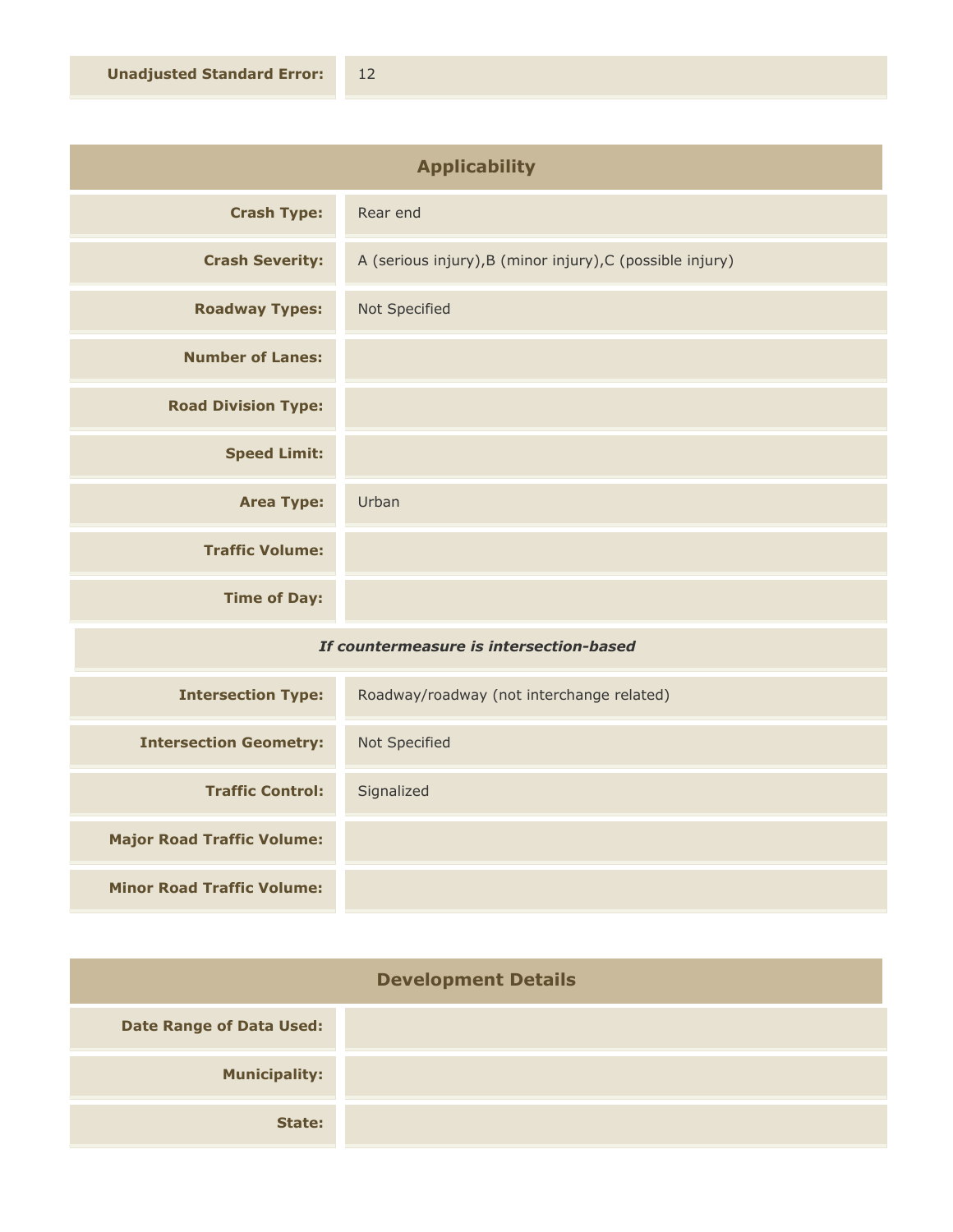| | |
|---|---|
| **Unadjusted Standard Error:** | 12 |

## Applicability

| | |
|---|---|
| **Crash Type:** | Rear end |
| **Crash Severity:** | A (serious injury),B (minor injury),C (possible injury) |
| **Roadway Types:** | Not Specified |
| **Number of Lanes:** | |
| **Road Division Type:** | |
| **Speed Limit:** | |
| **Area Type:** | Urban |
| **Traffic Volume:** | |
| **Time of Day:** | |

***If countermeasure is intersection-based***

| | |
|---|---|
| **Intersection Type:** | Roadway/roadway (not interchange related) |
| **Intersection Geometry:** | Not Specified |
| **Traffic Control:** | Signalized |
| **Major Road Traffic Volume:** | |
| **Minor Road Traffic Volume:** | |

## Development Details

| | |
|---|---|
| **Date Range of Data Used:** | |
| **Municipality:** | |
| **State:** | |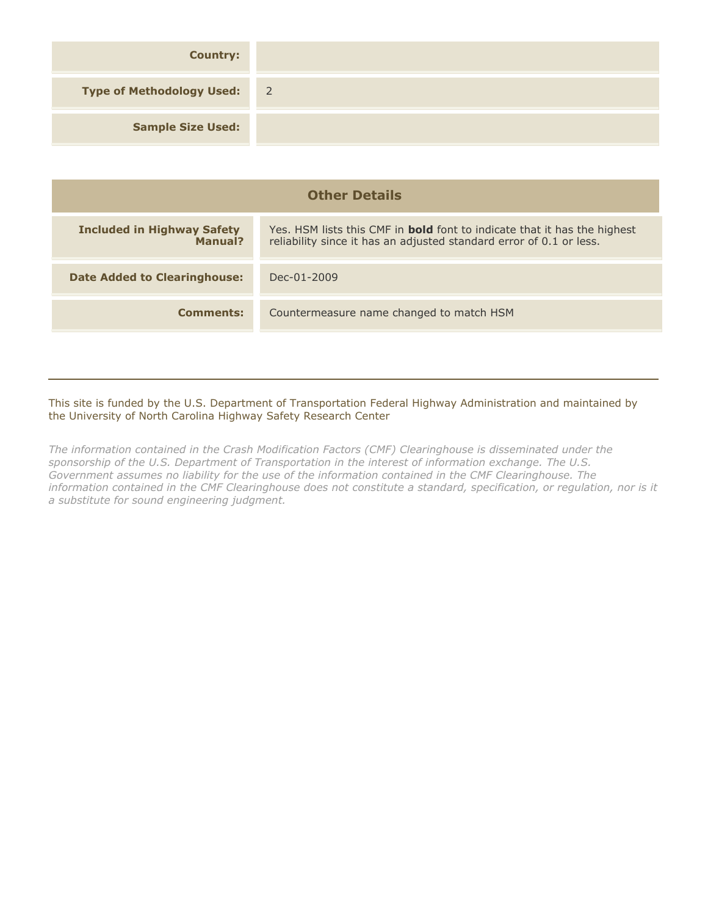| | |
|---|---|
| **Country:** | |
| **Type of Methodology Used:** | 2 |
| **Sample Size Used:** | |

## Other Details

| | |
|---|---|
| **Included in Highway Safety Manual?** | Yes. HSM lists this CMF in **bold** font to indicate that it has the highest reliability since it has an adjusted standard error of 0.1 or less. |
| **Date Added to Clearinghouse:** | Dec-01-2009 |
| **Comments:** | Countermeasure name changed to match HSM |

---

This site is funded by the U.S. Department of Transportation Federal Highway Administration and maintained by the University of North Carolina Highway Safety Research Center

*The information contained in the Crash Modification Factors (CMF) Clearinghouse is disseminated under the sponsorship of the U.S. Department of Transportation in the interest of information exchange. The U.S. Government assumes no liability for the use of the information contained in the CMF Clearinghouse. The information contained in the CMF Clearinghouse does not constitute a standard, specification, or regulation, nor is it a substitute for sound engineering judgment.*